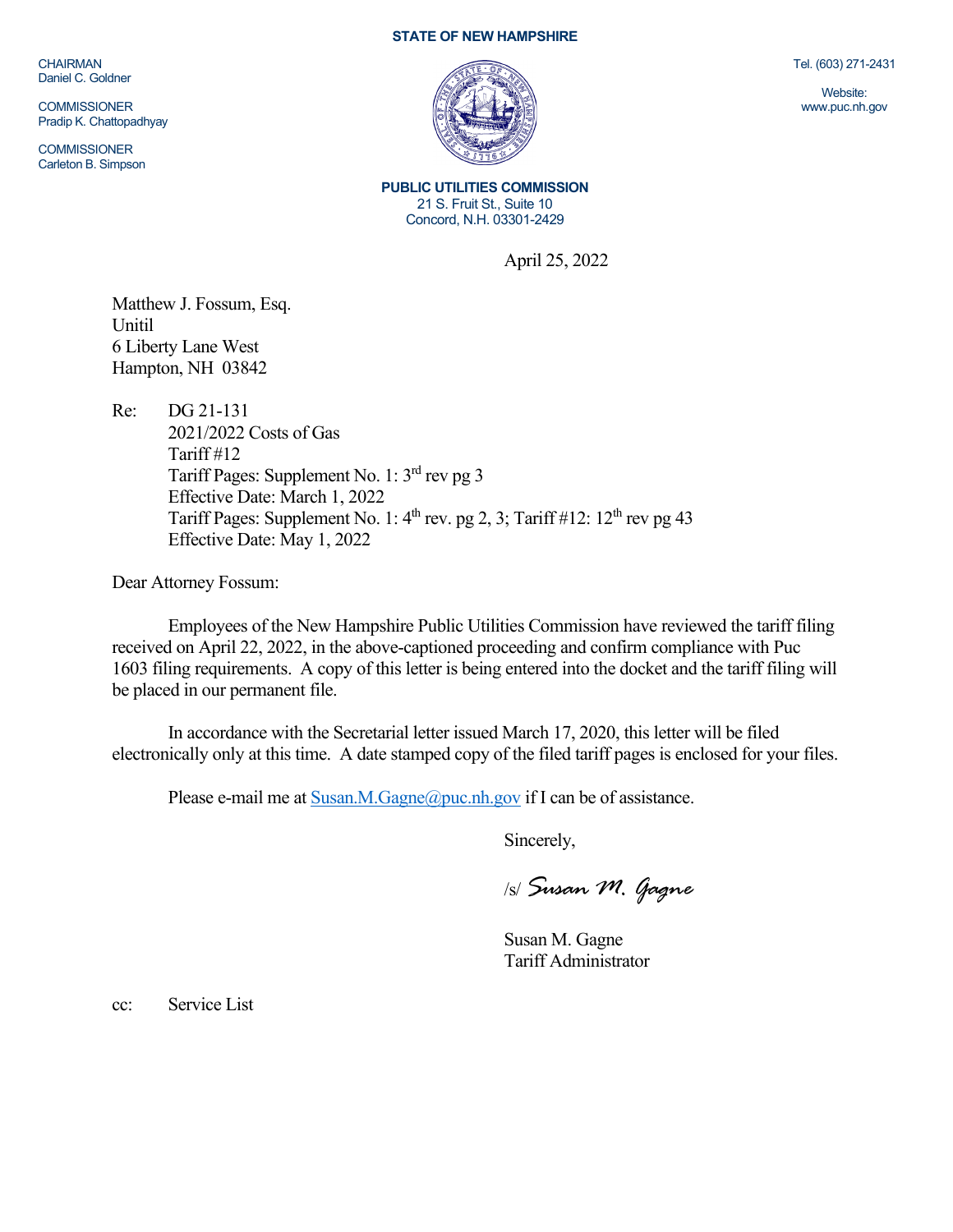**STATE OF NEW HAMPSHIRE**

CHAIRMAN
Daniel C. Goldner

COMMISSIONER
Pradip K. Chattopadhyay

COMMISSIONER
Carleton B. Simpson

Tel. (603) 271-2431

Website:
www.puc.nh.gov

**PUBLIC UTILITIES COMMISSION**
21 S. Fruit St., Suite 10
Concord, N.H. 03301-2429

April 25, 2022

Matthew J. Fossum, Esq.
Unitil
6 Liberty Lane West
Hampton, NH 03842

Re: DG 21-131
2021/2022 Costs of Gas
Tariff #12
Tariff Pages: Supplement No. 1: 3rd rev pg 3
Effective Date: March 1, 2022
Tariff Pages: Supplement No. 1: 4th rev. pg 2, 3; Tariff #12: 12th rev pg 43
Effective Date: May 1, 2022

Dear Attorney Fossum:

Employees of the New Hampshire Public Utilities Commission have reviewed the tariff filing received on April 22, 2022, in the above-captioned proceeding and confirm compliance with Puc 1603 filing requirements. A copy of this letter is being entered into the docket and the tariff filing will be placed in our permanent file.

In accordance with the Secretarial letter issued March 17, 2020, this letter will be filed electronically only at this time. A date stamped copy of the filed tariff pages is enclosed for your files.

Please e-mail me at Susan.M.Gagne@puc.nh.gov if I can be of assistance.

Sincerely,

/s/ *Susan M. Gagne*

Susan M. Gagne
Tariff Administrator

cc: Service List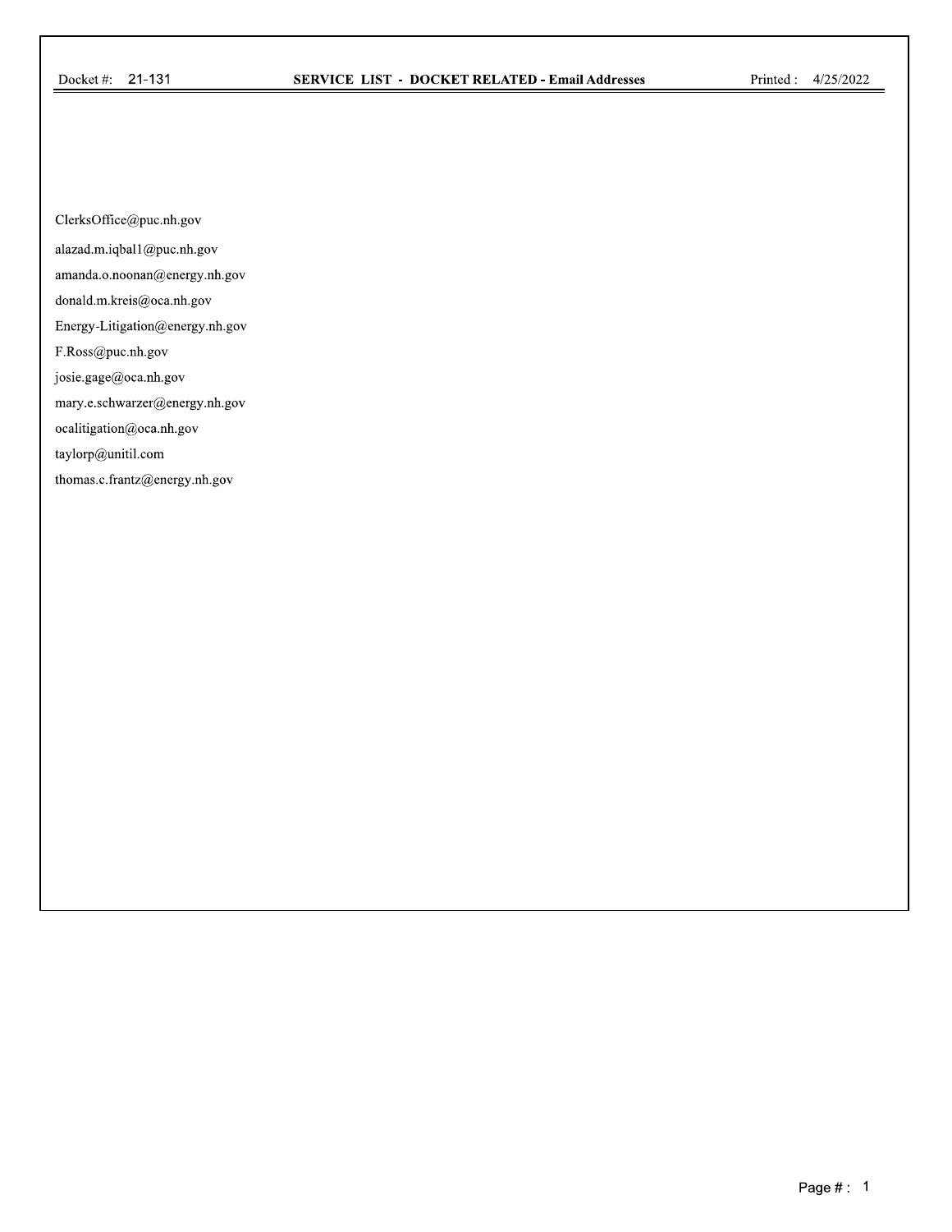Docket #: 21-131 **SERVICE LIST - DOCKET RELATED - Email Addresses** Printed : 4/25/2022

ClerksOffice@puc.nh.gov

alazad.m.iqbal1@puc.nh.gov

amanda.o.noonan@energy.nh.gov

donald.m.kreis@oca.nh.gov

Energy-Litigation@energy.nh.gov

F.Ross@puc.nh.gov

josie.gage@oca.nh.gov

mary.e.schwarzer@energy.nh.gov

ocalitigation@oca.nh.gov

taylorp@unitil.com

thomas.c.frantz@energy.nh.gov